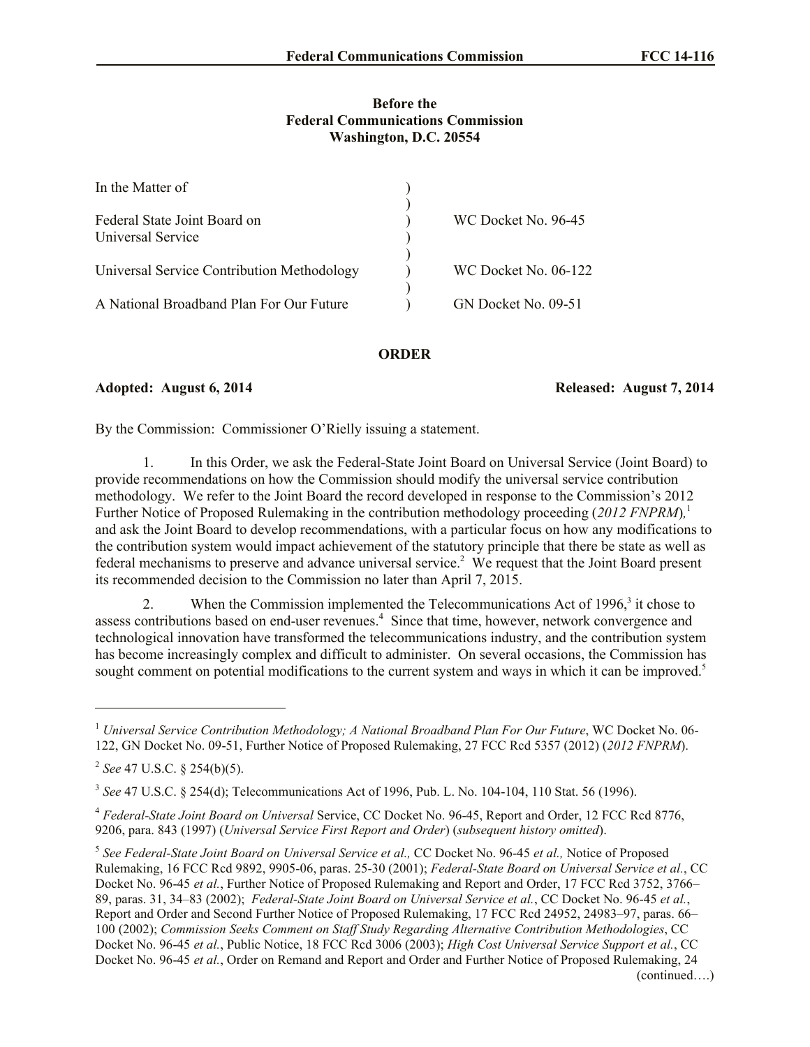**Before the**
**Federal Communications Commission**
**Washington, D.C. 20554**

| In the Matter of | ) | |
|---|---|---|
| | ) | |
| Federal State Joint Board on | ) | WC Docket No. 96-45 |
| Universal Service | ) | |
| | ) | |
| Universal Service Contribution Methodology | ) | WC Docket No. 06-122 |
| | ) | |
| A National Broadband Plan For Our Future | ) | GN Docket No. 09-51 |

## ORDER

**Adopted: August 6, 2014** **Released: August 7, 2014**

By the Commission: Commissioner O'Rielly issuing a statement.

1. In this Order, we ask the Federal-State Joint Board on Universal Service (Joint Board) to provide recommendations on how the Commission should modify the universal service contribution methodology. We refer to the Joint Board the record developed in response to the Commission's 2012 Further Notice of Proposed Rulemaking in the contribution methodology proceeding (*2012 FNPRM*),[1] and ask the Joint Board to develop recommendations, with a particular focus on how any modifications to the contribution system would impact achievement of the statutory principle that there be state as well as federal mechanisms to preserve and advance universal service.[2] We request that the Joint Board present its recommended decision to the Commission no later than April 7, 2015.

2. When the Commission implemented the Telecommunications Act of 1996,[3] it chose to assess contributions based on end-user revenues.[4] Since that time, however, network convergence and technological innovation have transformed the telecommunications industry, and the contribution system has become increasingly complex and difficult to administer. On several occasions, the Commission has sought comment on potential modifications to the current system and ways in which it can be improved.[5]

---

[1] *Universal Service Contribution Methodology; A National Broadband Plan For Our Future*, WC Docket No. 06-122, GN Docket No. 09-51, Further Notice of Proposed Rulemaking, 27 FCC Rcd 5357 (2012) (*2012 FNPRM*).

[2] *See* 47 U.S.C. § 254(b)(5).

[3] *See* 47 U.S.C. § 254(d); Telecommunications Act of 1996, Pub. L. No. 104-104, 110 Stat. 56 (1996).

[4] *Federal-State Joint Board on Universal* Service, CC Docket No. 96-45, Report and Order, 12 FCC Rcd 8776, 9206, para. 843 (1997) (*Universal Service First Report and Order*) (*subsequent history omitted*).

[5] *See Federal-State Joint Board on Universal Service et al.,* CC Docket No. 96-45 *et al.,* Notice of Proposed Rulemaking, 16 FCC Rcd 9892, 9905-06, paras. 25-30 (2001); *Federal-State Board on Universal Service et al.*, CC Docket No. 96-45 *et al.*, Further Notice of Proposed Rulemaking and Report and Order, 17 FCC Rcd 3752, 3766–89, paras. 31, 34–83 (2002); *Federal-State Joint Board on Universal Service et al.*, CC Docket No. 96-45 *et al.*, Report and Order and Second Further Notice of Proposed Rulemaking, 17 FCC Rcd 24952, 24983–97, paras. 66–100 (2002); *Commission Seeks Comment on Staff Study Regarding Alternative Contribution Methodologies*, CC Docket No. 96-45 *et al.*, Public Notice, 18 FCC Rcd 3006 (2003); *High Cost Universal Service Support et al.*, CC Docket No. 96-45 *et al.*, Order on Remand and Report and Order and Further Notice of Proposed Rulemaking, 24 (continued….)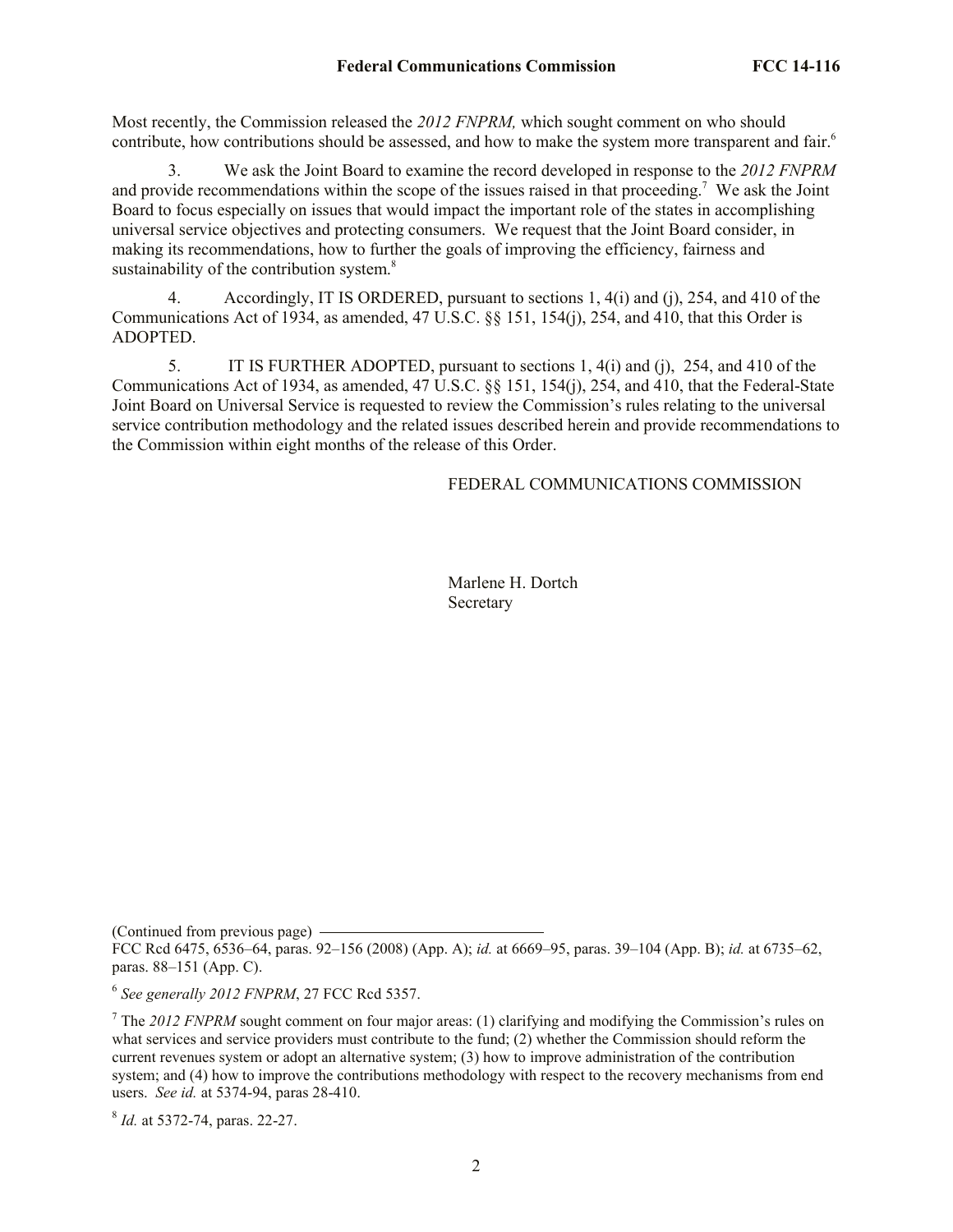Most recently, the Commission released the *2012 FNPRM,* which sought comment on who should contribute, how contributions should be assessed, and how to make the system more transparent and fair.[6]

3. We ask the Joint Board to examine the record developed in response to the *2012 FNPRM* and provide recommendations within the scope of the issues raised in that proceeding.[7] We ask the Joint Board to focus especially on issues that would impact the important role of the states in accomplishing universal service objectives and protecting consumers. We request that the Joint Board consider, in making its recommendations, how to further the goals of improving the efficiency, fairness and sustainability of the contribution system.[8]

4. Accordingly, IT IS ORDERED, pursuant to sections 1, 4(i) and (j), 254, and 410 of the Communications Act of 1934, as amended, 47 U.S.C. §§ 151, 154(j), 254, and 410, that this Order is ADOPTED.

5. IT IS FURTHER ADOPTED, pursuant to sections 1, 4(i) and (j), 254, and 410 of the Communications Act of 1934, as amended, 47 U.S.C. §§ 151, 154(j), 254, and 410, that the Federal-State Joint Board on Universal Service is requested to review the Commission's rules relating to the universal service contribution methodology and the related issues described herein and provide recommendations to the Commission within eight months of the release of this Order.

FEDERAL COMMUNICATIONS COMMISSION

Marlene H. Dortch
Secretary

---

(Continued from previous page)
FCC Rcd 6475, 6536–64, paras. 92–156 (2008) (App. A); *id.* at 6669–95, paras. 39–104 (App. B); *id.* at 6735–62, paras. 88–151 (App. C).

[6] *See generally 2012 FNPRM*, 27 FCC Rcd 5357.

[7] The *2012 FNPRM* sought comment on four major areas: (1) clarifying and modifying the Commission's rules on what services and service providers must contribute to the fund; (2) whether the Commission should reform the current revenues system or adopt an alternative system; (3) how to improve administration of the contribution system; and (4) how to improve the contributions methodology with respect to the recovery mechanisms from end users. *See id.* at 5374-94, paras 28-410.

[8] *Id.* at 5372-74, paras. 22-27.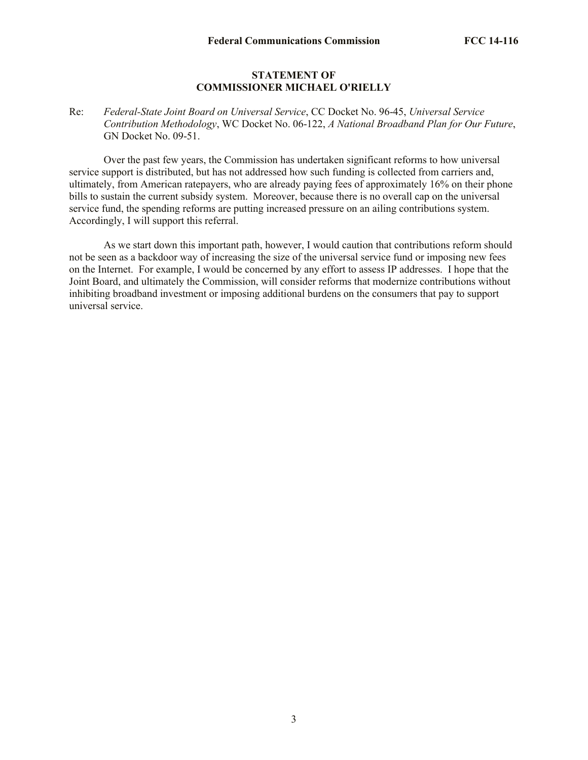## STATEMENT OF COMMISSIONER MICHAEL O'RIELLY

Re: *Federal-State Joint Board on Universal Service*, CC Docket No. 96-45, *Universal Service Contribution Methodology*, WC Docket No. 06-122, *A National Broadband Plan for Our Future*, GN Docket No. 09-51.

Over the past few years, the Commission has undertaken significant reforms to how universal service support is distributed, but has not addressed how such funding is collected from carriers and, ultimately, from American ratepayers, who are already paying fees of approximately 16% on their phone bills to sustain the current subsidy system. Moreover, because there is no overall cap on the universal service fund, the spending reforms are putting increased pressure on an ailing contributions system. Accordingly, I will support this referral.

As we start down this important path, however, I would caution that contributions reform should not be seen as a backdoor way of increasing the size of the universal service fund or imposing new fees on the Internet. For example, I would be concerned by any effort to assess IP addresses. I hope that the Joint Board, and ultimately the Commission, will consider reforms that modernize contributions without inhibiting broadband investment or imposing additional burdens on the consumers that pay to support universal service.